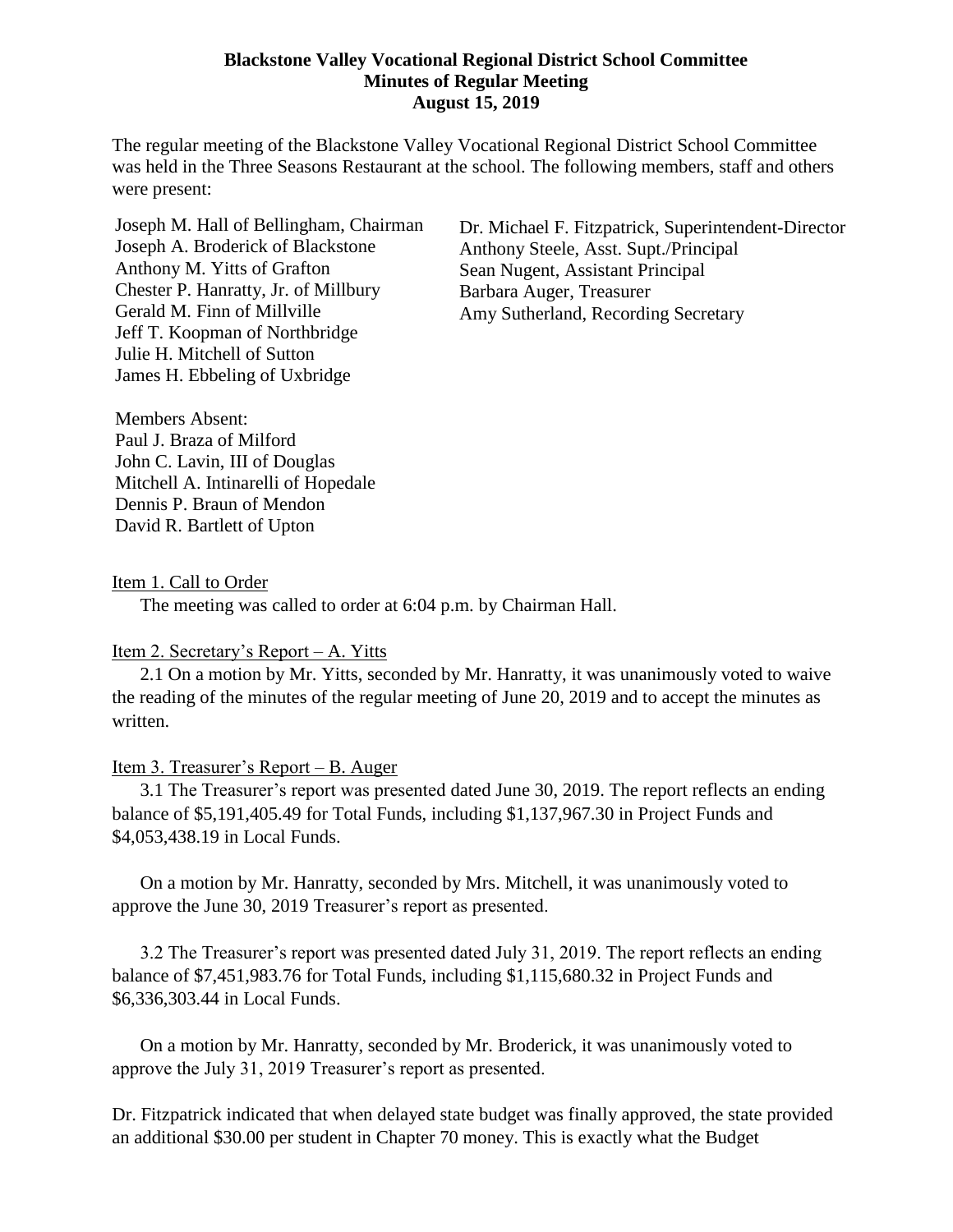**Blackstone Valley Vocational Regional District School Committee**
**Minutes of Regular Meeting**
**August 15, 2019**

The regular meeting of the Blackstone Valley Vocational Regional District School Committee was held in the Three Seasons Restaurant at the school. The following members, staff and others were present:

Joseph M. Hall of Bellingham, Chairman
Joseph A. Broderick of Blackstone
Anthony M. Yitts of Grafton
Chester P. Hanratty, Jr. of Millbury
Gerald M. Finn of Millville
Jeff T. Koopman of Northbridge
Julie H. Mitchell of Sutton
James H. Ebbeling of Uxbridge

Dr. Michael F. Fitzpatrick, Superintendent-Director
Anthony Steele, Asst. Supt./Principal
Sean Nugent, Assistant Principal
Barbara Auger, Treasurer
Amy Sutherland, Recording Secretary

Members Absent:
Paul J. Braza of Milford
John C. Lavin, III of Douglas
Mitchell A. Intinarelli of Hopedale
Dennis P. Braun of Mendon
David R. Bartlett of Upton

Item 1. Call to Order

The meeting was called to order at 6:04 p.m. by Chairman Hall.

Item 2. Secretary's Report – A. Yitts

2.1 On a motion by Mr. Yitts, seconded by Mr. Hanratty, it was unanimously voted to waive the reading of the minutes of the regular meeting of June 20, 2019 and to accept the minutes as written.

Item 3. Treasurer's Report – B. Auger

3.1 The Treasurer's report was presented dated June 30, 2019. The report reflects an ending balance of $5,191,405.49 for Total Funds, including $1,137,967.30 in Project Funds and $4,053,438.19 in Local Funds.

On a motion by Mr. Hanratty, seconded by Mrs. Mitchell, it was unanimously voted to approve the June 30, 2019 Treasurer's report as presented.

3.2 The Treasurer's report was presented dated July 31, 2019. The report reflects an ending balance of $7,451,983.76 for Total Funds, including $1,115,680.32 in Project Funds and $6,336,303.44 in Local Funds.

On a motion by Mr. Hanratty, seconded by Mr. Broderick, it was unanimously voted to approve the July 31, 2019 Treasurer's report as presented.

Dr. Fitzpatrick indicated that when delayed state budget was finally approved, the state provided an additional $30.00 per student in Chapter 70 money. This is exactly what the Budget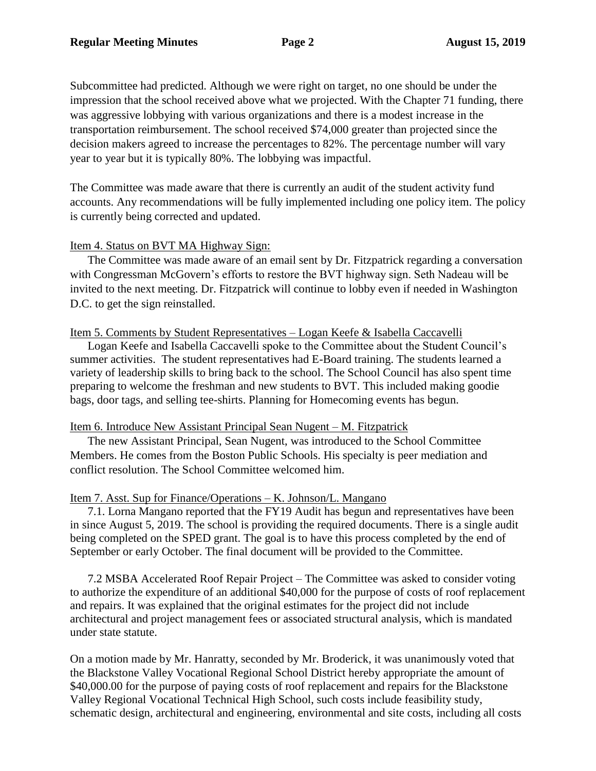Subcommittee had predicted. Although we were right on target, no one should be under the impression that the school received above what we projected. With the Chapter 71 funding, there was aggressive lobbying with various organizations and there is a modest increase in the transportation reimbursement. The school received $74,000 greater than projected since the decision makers agreed to increase the percentages to 82%. The percentage number will vary year to year but it is typically 80%. The lobbying was impactful.

The Committee was made aware that there is currently an audit of the student activity fund accounts. Any recommendations will be fully implemented including one policy item. The policy is currently being corrected and updated.

Item 4. Status on BVT MA Highway Sign:

The Committee was made aware of an email sent by Dr. Fitzpatrick regarding a conversation with Congressman McGovern's efforts to restore the BVT highway sign. Seth Nadeau will be invited to the next meeting. Dr. Fitzpatrick will continue to lobby even if needed in Washington D.C. to get the sign reinstalled.

Item 5. Comments by Student Representatives – Logan Keefe & Isabella Caccavelli

Logan Keefe and Isabella Caccavelli spoke to the Committee about the Student Council's summer activities. The student representatives had E-Board training. The students learned a variety of leadership skills to bring back to the school. The School Council has also spent time preparing to welcome the freshman and new students to BVT. This included making goodie bags, door tags, and selling tee-shirts. Planning for Homecoming events has begun.

Item 6. Introduce New Assistant Principal Sean Nugent – M. Fitzpatrick

The new Assistant Principal, Sean Nugent, was introduced to the School Committee Members. He comes from the Boston Public Schools. His specialty is peer mediation and conflict resolution. The School Committee welcomed him.

Item 7. Asst. Sup for Finance/Operations – K. Johnson/L. Mangano

7.1. Lorna Mangano reported that the FY19 Audit has begun and representatives have been in since August 5, 2019. The school is providing the required documents. There is a single audit being completed on the SPED grant. The goal is to have this process completed by the end of September or early October. The final document will be provided to the Committee.

7.2 MSBA Accelerated Roof Repair Project – The Committee was asked to consider voting to authorize the expenditure of an additional $40,000 for the purpose of costs of roof replacement and repairs. It was explained that the original estimates for the project did not include architectural and project management fees or associated structural analysis, which is mandated under state statute.

On a motion made by Mr. Hanratty, seconded by Mr. Broderick, it was unanimously voted that the Blackstone Valley Vocational Regional School District hereby appropriate the amount of $40,000.00 for the purpose of paying costs of roof replacement and repairs for the Blackstone Valley Regional Vocational Technical High School, such costs include feasibility study, schematic design, architectural and engineering, environmental and site costs, including all costs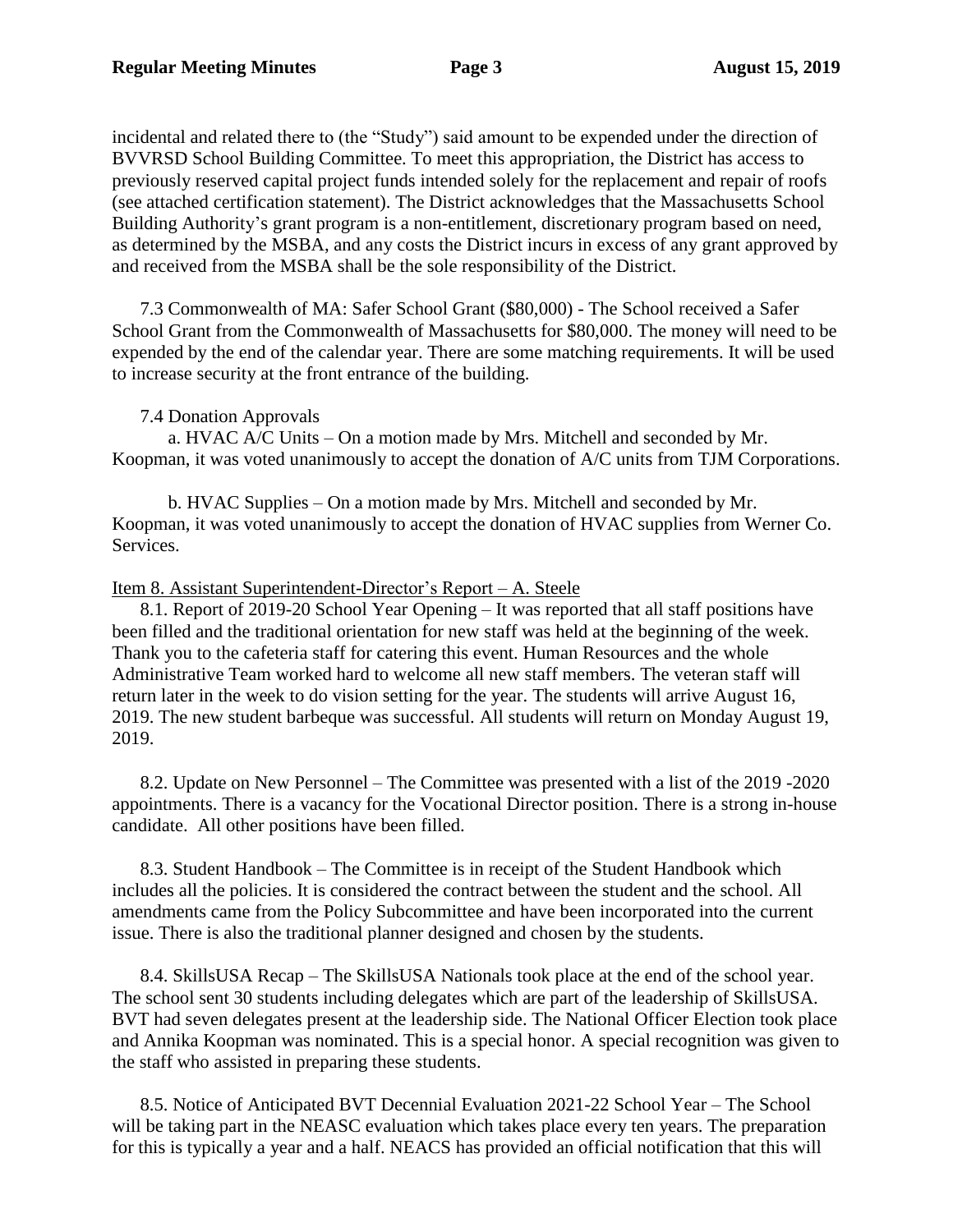incidental and related there to (the "Study") said amount to be expended under the direction of BVVRSD School Building Committee. To meet this appropriation, the District has access to previously reserved capital project funds intended solely for the replacement and repair of roofs (see attached certification statement). The District acknowledges that the Massachusetts School Building Authority's grant program is a non-entitlement, discretionary program based on need, as determined by the MSBA, and any costs the District incurs in excess of any grant approved by and received from the MSBA shall be the sole responsibility of the District.

7.3 Commonwealth of MA: Safer School Grant ($80,000) - The School received a Safer School Grant from the Commonwealth of Massachusetts for $80,000. The money will need to be expended by the end of the calendar year. There are some matching requirements. It will be used to increase security at the front entrance of the building.

7.4 Donation Approvals

a. HVAC A/C Units – On a motion made by Mrs. Mitchell and seconded by Mr. Koopman, it was voted unanimously to accept the donation of A/C units from TJM Corporations.

b. HVAC Supplies – On a motion made by Mrs. Mitchell and seconded by Mr. Koopman, it was voted unanimously to accept the donation of HVAC supplies from Werner Co. Services.

<u>Item 8. Assistant Superintendent-Director's Report – A. Steele</u>

8.1. Report of 2019-20 School Year Opening – It was reported that all staff positions have been filled and the traditional orientation for new staff was held at the beginning of the week. Thank you to the cafeteria staff for catering this event. Human Resources and the whole Administrative Team worked hard to welcome all new staff members. The veteran staff will return later in the week to do vision setting for the year. The students will arrive August 16, 2019. The new student barbeque was successful. All students will return on Monday August 19, 2019.

8.2. Update on New Personnel – The Committee was presented with a list of the 2019 -2020 appointments. There is a vacancy for the Vocational Director position. There is a strong in-house candidate. All other positions have been filled.

8.3. Student Handbook – The Committee is in receipt of the Student Handbook which includes all the policies. It is considered the contract between the student and the school. All amendments came from the Policy Subcommittee and have been incorporated into the current issue. There is also the traditional planner designed and chosen by the students.

8.4. SkillsUSA Recap – The SkillsUSA Nationals took place at the end of the school year. The school sent 30 students including delegates which are part of the leadership of SkillsUSA. BVT had seven delegates present at the leadership side. The National Officer Election took place and Annika Koopman was nominated. This is a special honor. A special recognition was given to the staff who assisted in preparing these students.

8.5. Notice of Anticipated BVT Decennial Evaluation 2021-22 School Year – The School will be taking part in the NEASC evaluation which takes place every ten years. The preparation for this is typically a year and a half. NEACS has provided an official notification that this will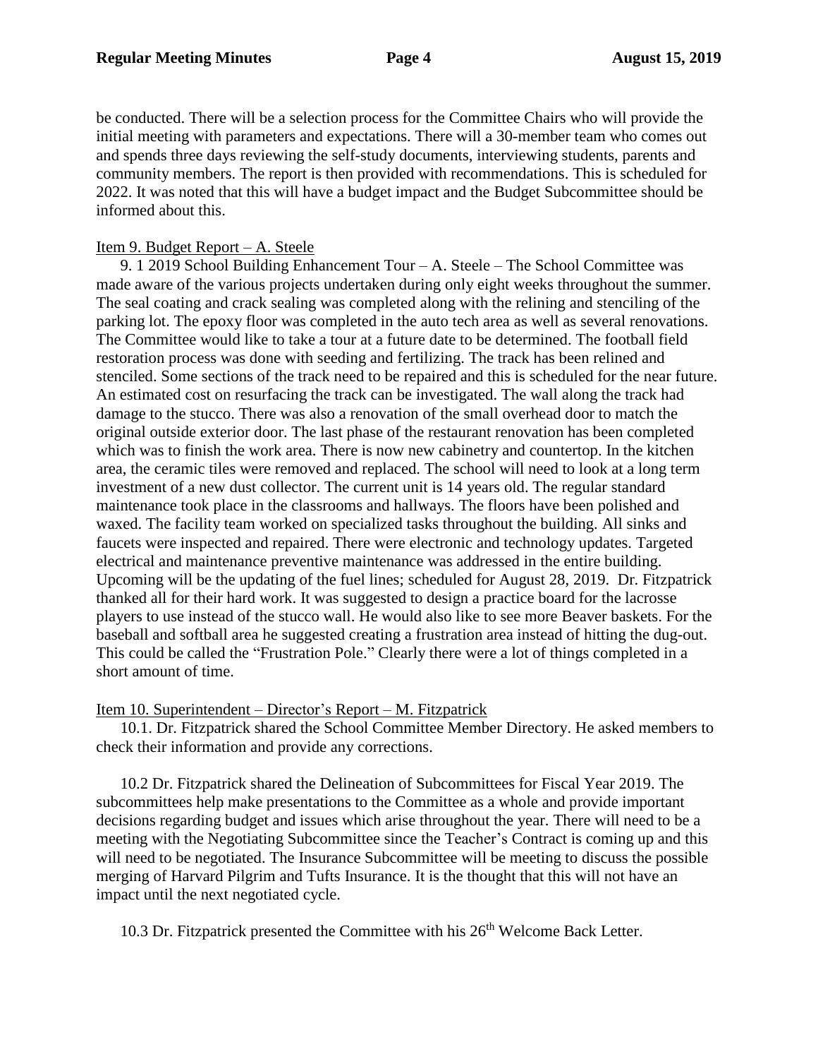be conducted. There will be a selection process for the Committee Chairs who will provide the initial meeting with parameters and expectations. There will a 30-member team who comes out and spends three days reviewing the self-study documents, interviewing students, parents and community members. The report is then provided with recommendations. This is scheduled for 2022. It was noted that this will have a budget impact and the Budget Subcommittee should be informed about this.

Item 9. Budget Report – A. Steele

9. 1 2019 School Building Enhancement Tour – A. Steele – The School Committee was made aware of the various projects undertaken during only eight weeks throughout the summer. The seal coating and crack sealing was completed along with the relining and stenciling of the parking lot. The epoxy floor was completed in the auto tech area as well as several renovations. The Committee would like to take a tour at a future date to be determined. The football field restoration process was done with seeding and fertilizing. The track has been relined and stenciled. Some sections of the track need to be repaired and this is scheduled for the near future. An estimated cost on resurfacing the track can be investigated. The wall along the track had damage to the stucco. There was also a renovation of the small overhead door to match the original outside exterior door. The last phase of the restaurant renovation has been completed which was to finish the work area. There is now new cabinetry and countertop. In the kitchen area, the ceramic tiles were removed and replaced. The school will need to look at a long term investment of a new dust collector. The current unit is 14 years old. The regular standard maintenance took place in the classrooms and hallways. The floors have been polished and waxed. The facility team worked on specialized tasks throughout the building. All sinks and faucets were inspected and repaired. There were electronic and technology updates. Targeted electrical and maintenance preventive maintenance was addressed in the entire building. Upcoming will be the updating of the fuel lines; scheduled for August 28, 2019. Dr. Fitzpatrick thanked all for their hard work. It was suggested to design a practice board for the lacrosse players to use instead of the stucco wall. He would also like to see more Beaver baskets. For the baseball and softball area he suggested creating a frustration area instead of hitting the dug-out. This could be called the "Frustration Pole." Clearly there were a lot of things completed in a short amount of time.

Item 10. Superintendent – Director's Report – M. Fitzpatrick

10.1. Dr. Fitzpatrick shared the School Committee Member Directory. He asked members to check their information and provide any corrections.

10.2 Dr. Fitzpatrick shared the Delineation of Subcommittees for Fiscal Year 2019. The subcommittees help make presentations to the Committee as a whole and provide important decisions regarding budget and issues which arise throughout the year. There will need to be a meeting with the Negotiating Subcommittee since the Teacher's Contract is coming up and this will need to be negotiated. The Insurance Subcommittee will be meeting to discuss the possible merging of Harvard Pilgrim and Tufts Insurance. It is the thought that this will not have an impact until the next negotiated cycle.

10.3 Dr. Fitzpatrick presented the Committee with his 26th Welcome Back Letter.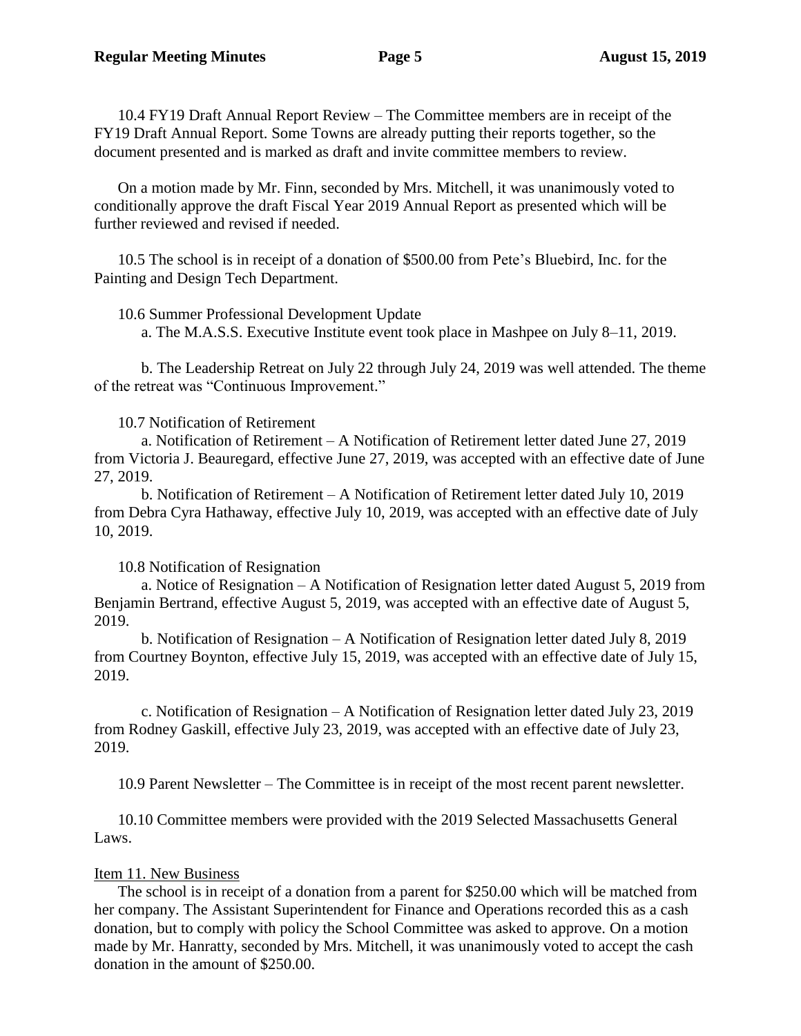10.4 FY19 Draft Annual Report Review – The Committee members are in receipt of the FY19 Draft Annual Report. Some Towns are already putting their reports together, so the document presented and is marked as draft and invite committee members to review.

On a motion made by Mr. Finn, seconded by Mrs. Mitchell, it was unanimously voted to conditionally approve the draft Fiscal Year 2019 Annual Report as presented which will be further reviewed and revised if needed.

10.5 The school is in receipt of a donation of $500.00 from Pete's Bluebird, Inc. for the Painting and Design Tech Department.

10.6 Summer Professional Development Update

a. The M.A.S.S. Executive Institute event took place in Mashpee on July 8–11, 2019.

b. The Leadership Retreat on July 22 through July 24, 2019 was well attended. The theme of the retreat was "Continuous Improvement."

10.7 Notification of Retirement

a. Notification of Retirement – A Notification of Retirement letter dated June 27, 2019 from Victoria J. Beauregard, effective June 27, 2019, was accepted with an effective date of June 27, 2019.

b. Notification of Retirement – A Notification of Retirement letter dated July 10, 2019 from Debra Cyra Hathaway, effective July 10, 2019, was accepted with an effective date of July 10, 2019.

10.8 Notification of Resignation

a. Notice of Resignation – A Notification of Resignation letter dated August 5, 2019 from Benjamin Bertrand, effective August 5, 2019, was accepted with an effective date of August 5, 2019.

b. Notification of Resignation – A Notification of Resignation letter dated July 8, 2019 from Courtney Boynton, effective July 15, 2019, was accepted with an effective date of July 15, 2019.

c. Notification of Resignation – A Notification of Resignation letter dated July 23, 2019 from Rodney Gaskill, effective July 23, 2019, was accepted with an effective date of July 23, 2019.

10.9 Parent Newsletter – The Committee is in receipt of the most recent parent newsletter.

10.10 Committee members were provided with the 2019 Selected Massachusetts General Laws.

Item 11. New Business

The school is in receipt of a donation from a parent for $250.00 which will be matched from her company. The Assistant Superintendent for Finance and Operations recorded this as a cash donation, but to comply with policy the School Committee was asked to approve. On a motion made by Mr. Hanratty, seconded by Mrs. Mitchell, it was unanimously voted to accept the cash donation in the amount of $250.00.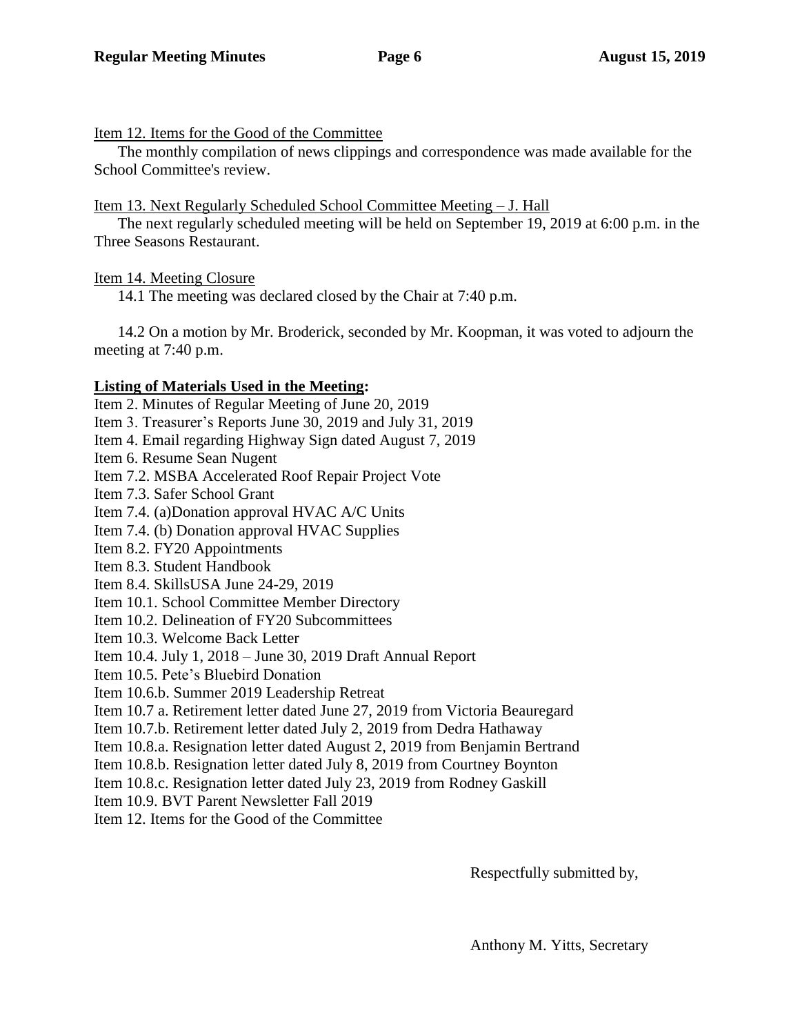Item 12. Items for the Good of the Committee

The monthly compilation of news clippings and correspondence was made available for the School Committee's review.

Item 13. Next Regularly Scheduled School Committee Meeting – J. Hall

The next regularly scheduled meeting will be held on September 19, 2019 at 6:00 p.m. in the Three Seasons Restaurant.

Item 14. Meeting Closure

14.1 The meeting was declared closed by the Chair at 7:40 p.m.

14.2 On a motion by Mr. Broderick, seconded by Mr. Koopman, it was voted to adjourn the meeting at 7:40 p.m.

**Listing of Materials Used in the Meeting:**

Item 2. Minutes of Regular Meeting of June 20, 2019
Item 3. Treasurer's Reports June 30, 2019 and July 31, 2019
Item 4. Email regarding Highway Sign dated August 7, 2019
Item 6. Resume Sean Nugent
Item 7.2. MSBA Accelerated Roof Repair Project Vote
Item 7.3. Safer School Grant
Item 7.4. (a)Donation approval HVAC A/C Units
Item 7.4. (b) Donation approval HVAC Supplies
Item 8.2. FY20 Appointments
Item 8.3. Student Handbook
Item 8.4. SkillsUSA June 24-29, 2019
Item 10.1. School Committee Member Directory
Item 10.2. Delineation of FY20 Subcommittees
Item 10.3. Welcome Back Letter
Item 10.4. July 1, 2018 – June 30, 2019 Draft Annual Report
Item 10.5. Pete's Bluebird Donation
Item 10.6.b. Summer 2019 Leadership Retreat
Item 10.7 a. Retirement letter dated June 27, 2019 from Victoria Beauregard
Item 10.7.b. Retirement letter dated July 2, 2019 from Dedra Hathaway
Item 10.8.a. Resignation letter dated August 2, 2019 from Benjamin Bertrand
Item 10.8.b. Resignation letter dated July 8, 2019 from Courtney Boynton
Item 10.8.c. Resignation letter dated July 23, 2019 from Rodney Gaskill
Item 10.9. BVT Parent Newsletter Fall 2019
Item 12. Items for the Good of the Committee

Respectfully submitted by,

Anthony M. Yitts, Secretary